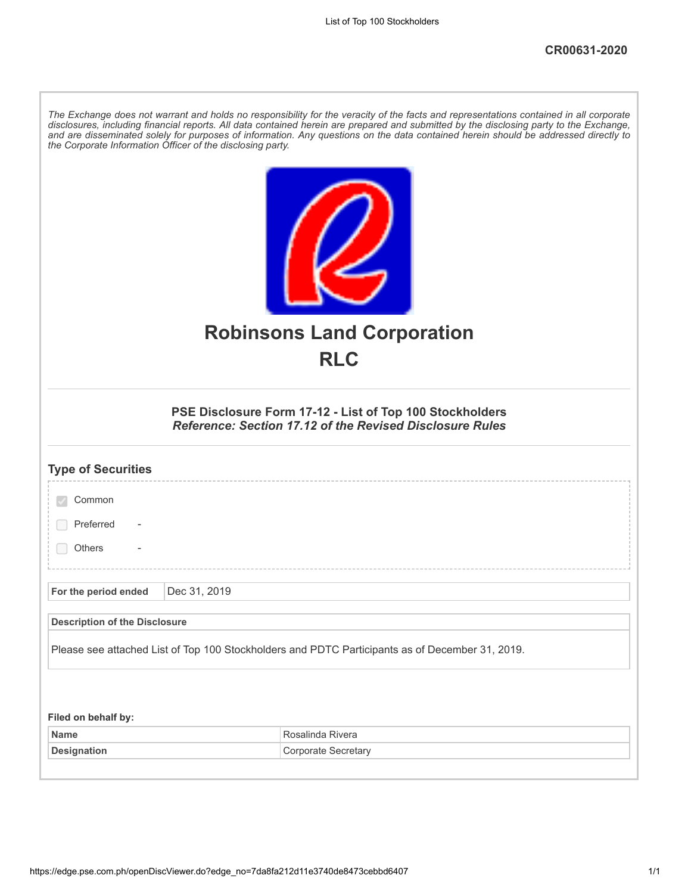CR00631-2020

*The Exchange does not warrant and holds no responsibility for the veracity of the facts and representations contained in all corporate disclosures, including financial reports. All data contained herein are prepared and submitted by the disclosing party to the Exchange, and are disseminated solely for purposes of information. Any questions on the data contained herein should be addressed directly to the Corporate Information Officer of the disclosing party.*

# Robinsons Land Corporation
# RLC

### PSE Disclosure Form 17-12 - List of Top 100 Stockholders
***Reference: Section 17.12 of the Revised Disclosure Rules***

## Type of Securities

- [x] Common
- [ ] Preferred -
- [ ] Others -

| For the period ended | Dec 31, 2019 |
|---|---|

| Description of the Disclosure |
|---|
| Please see attached List of Top 100 Stockholders and PDTC Participants as of December 31, 2019. |

**Filed on behalf by:**

| Name | Rosalinda Rivera |
|---|---|
| Designation | Corporate Secretary |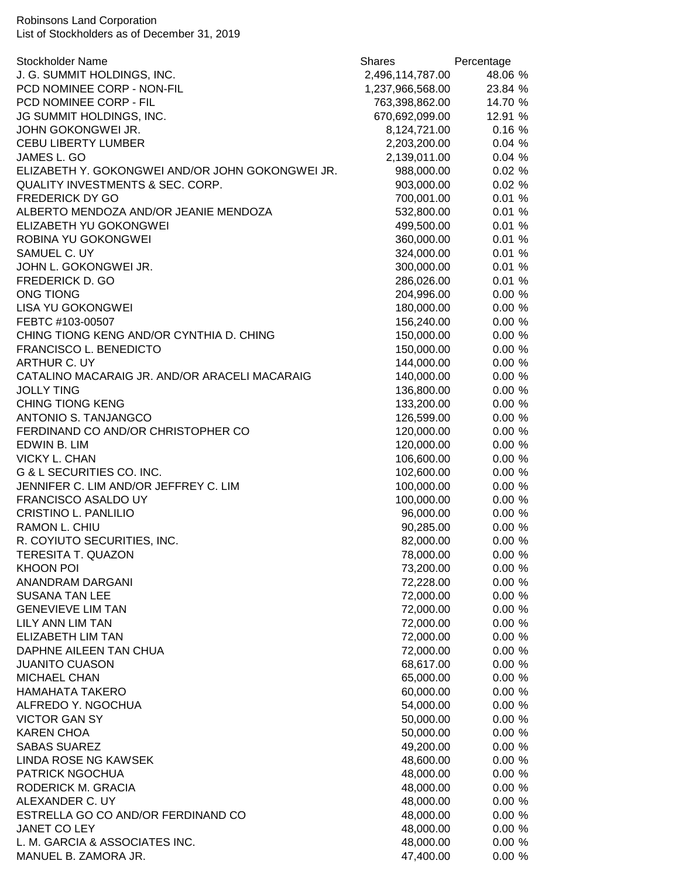Robinsons Land Corporation
List of Stockholders as of December 31, 2019

| Stockholder Name | Shares | Percentage |
| --- | --- | --- |
| J. G. SUMMIT HOLDINGS, INC. | 2,496,114,787.00 | 48.06 % |
| PCD NOMINEE CORP - NON-FIL | 1,237,966,568.00 | 23.84 % |
| PCD NOMINEE CORP - FIL | 763,398,862.00 | 14.70 % |
| JG SUMMIT HOLDINGS, INC. | 670,692,099.00 | 12.91 % |
| JOHN GOKONGWEI JR. | 8,124,721.00 | 0.16 % |
| CEBU LIBERTY LUMBER | 2,203,200.00 | 0.04 % |
| JAMES L. GO | 2,139,011.00 | 0.04 % |
| ELIZABETH Y. GOKONGWEI AND/OR JOHN GOKONGWEI JR. | 988,000.00 | 0.02 % |
| QUALITY INVESTMENTS & SEC. CORP. | 903,000.00 | 0.02 % |
| FREDERICK DY GO | 700,001.00 | 0.01 % |
| ALBERTO MENDOZA AND/OR JEANIE MENDOZA | 532,800.00 | 0.01 % |
| ELIZABETH YU GOKONGWEI | 499,500.00 | 0.01 % |
| ROBINA YU GOKONGWEI | 360,000.00 | 0.01 % |
| SAMUEL C. UY | 324,000.00 | 0.01 % |
| JOHN L. GOKONGWEI JR. | 300,000.00 | 0.01 % |
| FREDERICK D. GO | 286,026.00 | 0.01 % |
| ONG TIONG | 204,996.00 | 0.00 % |
| LISA YU GOKONGWEI | 180,000.00 | 0.00 % |
| FEBTC #103-00507 | 156,240.00 | 0.00 % |
| CHING TIONG KENG AND/OR CYNTHIA D. CHING | 150,000.00 | 0.00 % |
| FRANCISCO L. BENEDICTO | 150,000.00 | 0.00 % |
| ARTHUR C. UY | 144,000.00 | 0.00 % |
| CATALINO MACARAIG JR. AND/OR ARACELI MACARAIG | 140,000.00 | 0.00 % |
| JOLLY TING | 136,800.00 | 0.00 % |
| CHING TIONG KENG | 133,200.00 | 0.00 % |
| ANTONIO S. TANJANGCO | 126,599.00 | 0.00 % |
| FERDINAND CO AND/OR CHRISTOPHER CO | 120,000.00 | 0.00 % |
| EDWIN B. LIM | 120,000.00 | 0.00 % |
| VICKY L. CHAN | 106,600.00 | 0.00 % |
| G & L SECURITIES CO. INC. | 102,600.00 | 0.00 % |
| JENNIFER C. LIM AND/OR JEFFREY C. LIM | 100,000.00 | 0.00 % |
| FRANCISCO ASALDO UY | 100,000.00 | 0.00 % |
| CRISTINO L. PANLILIO | 96,000.00 | 0.00 % |
| RAMON L. CHIU | 90,285.00 | 0.00 % |
| R. COYIUTO SECURITIES, INC. | 82,000.00 | 0.00 % |
| TERESITA T. QUAZON | 78,000.00 | 0.00 % |
| KHOON POI | 73,200.00 | 0.00 % |
| ANANDRAM DARGANI | 72,228.00 | 0.00 % |
| SUSANA TAN LEE | 72,000.00 | 0.00 % |
| GENEVIEVE LIM TAN | 72,000.00 | 0.00 % |
| LILY ANN LIM TAN | 72,000.00 | 0.00 % |
| ELIZABETH LIM TAN | 72,000.00 | 0.00 % |
| DAPHNE AILEEN TAN CHUA | 72,000.00 | 0.00 % |
| JUANITO CUASON | 68,617.00 | 0.00 % |
| MICHAEL CHAN | 65,000.00 | 0.00 % |
| HAMAHATA TAKERO | 60,000.00 | 0.00 % |
| ALFREDO Y. NGOCHUA | 54,000.00 | 0.00 % |
| VICTOR GAN SY | 50,000.00 | 0.00 % |
| KAREN CHOA | 50,000.00 | 0.00 % |
| SABAS SUAREZ | 49,200.00 | 0.00 % |
| LINDA ROSE NG KAWSEK | 48,600.00 | 0.00 % |
| PATRICK NGOCHUA | 48,000.00 | 0.00 % |
| RODERICK M. GRACIA | 48,000.00 | 0.00 % |
| ALEXANDER C. UY | 48,000.00 | 0.00 % |
| ESTRELLA GO CO AND/OR FERDINAND CO | 48,000.00 | 0.00 % |
| JANET CO LEY | 48,000.00 | 0.00 % |
| L. M. GARCIA & ASSOCIATES INC. | 48,000.00 | 0.00 % |
| MANUEL B. ZAMORA JR. | 47,400.00 | 0.00 % |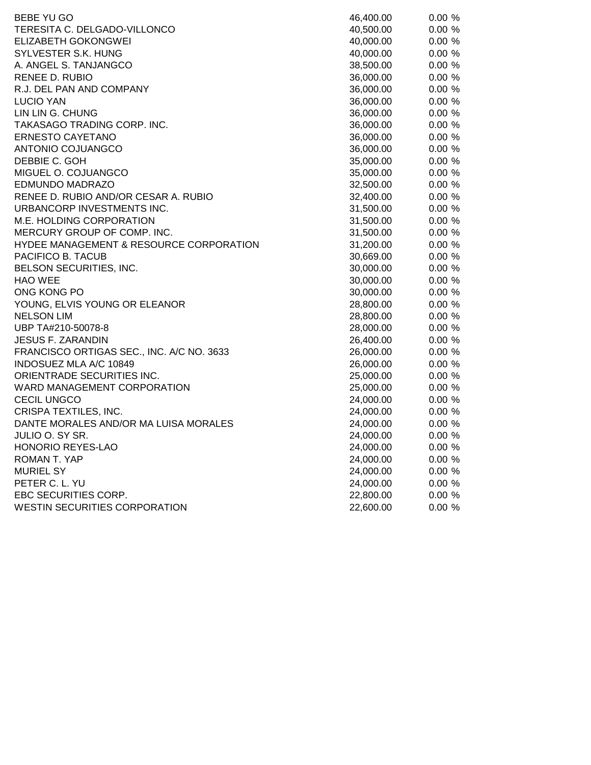| | | |
|---|---|---|
| BEBE YU GO | 46,400.00 | 0.00 % |
| TERESITA C. DELGADO-VILLONCO | 40,500.00 | 0.00 % |
| ELIZABETH GOKONGWEI | 40,000.00 | 0.00 % |
| SYLVESTER S.K. HUNG | 40,000.00 | 0.00 % |
| A. ANGEL S. TANJANGCO | 38,500.00 | 0.00 % |
| RENEE D. RUBIO | 36,000.00 | 0.00 % |
| R.J. DEL PAN AND COMPANY | 36,000.00 | 0.00 % |
| LUCIO YAN | 36,000.00 | 0.00 % |
| LIN LIN G. CHUNG | 36,000.00 | 0.00 % |
| TAKASAGO TRADING CORP. INC. | 36,000.00 | 0.00 % |
| ERNESTO CAYETANO | 36,000.00 | 0.00 % |
| ANTONIO COJUANGCO | 36,000.00 | 0.00 % |
| DEBBIE C. GOH | 35,000.00 | 0.00 % |
| MIGUEL O. COJUANGCO | 35,000.00 | 0.00 % |
| EDMUNDO MADRAZO | 32,500.00 | 0.00 % |
| RENEE D. RUBIO AND/OR CESAR A. RUBIO | 32,400.00 | 0.00 % |
| URBANCORP INVESTMENTS INC. | 31,500.00 | 0.00 % |
| M.E. HOLDING CORPORATION | 31,500.00 | 0.00 % |
| MERCURY GROUP OF COMP. INC. | 31,500.00 | 0.00 % |
| HYDEE MANAGEMENT & RESOURCE CORPORATION | 31,200.00 | 0.00 % |
| PACIFICO B. TACUB | 30,669.00 | 0.00 % |
| BELSON SECURITIES, INC. | 30,000.00 | 0.00 % |
| HAO WEE | 30,000.00 | 0.00 % |
| ONG KONG PO | 30,000.00 | 0.00 % |
| YOUNG, ELVIS YOUNG OR ELEANOR | 28,800.00 | 0.00 % |
| NELSON LIM | 28,800.00 | 0.00 % |
| UBP TA#210-50078-8 | 28,000.00 | 0.00 % |
| JESUS F. ZARANDIN | 26,400.00 | 0.00 % |
| FRANCISCO ORTIGAS SEC., INC. A/C NO. 3633 | 26,000.00 | 0.00 % |
| INDOSUEZ MLA A/C 10849 | 26,000.00 | 0.00 % |
| ORIENTRADE SECURITIES INC. | 25,000.00 | 0.00 % |
| WARD MANAGEMENT CORPORATION | 25,000.00 | 0.00 % |
| CECIL UNGCO | 24,000.00 | 0.00 % |
| CRISPA TEXTILES, INC. | 24,000.00 | 0.00 % |
| DANTE MORALES AND/OR MA LUISA MORALES | 24,000.00 | 0.00 % |
| JULIO O. SY SR. | 24,000.00 | 0.00 % |
| HONORIO REYES-LAO | 24,000.00 | 0.00 % |
| ROMAN T. YAP | 24,000.00 | 0.00 % |
| MURIEL SY | 24,000.00 | 0.00 % |
| PETER C. L. YU | 24,000.00 | 0.00 % |
| EBC SECURITIES CORP. | 22,800.00 | 0.00 % |
| WESTIN SECURITIES CORPORATION | 22,600.00 | 0.00 % |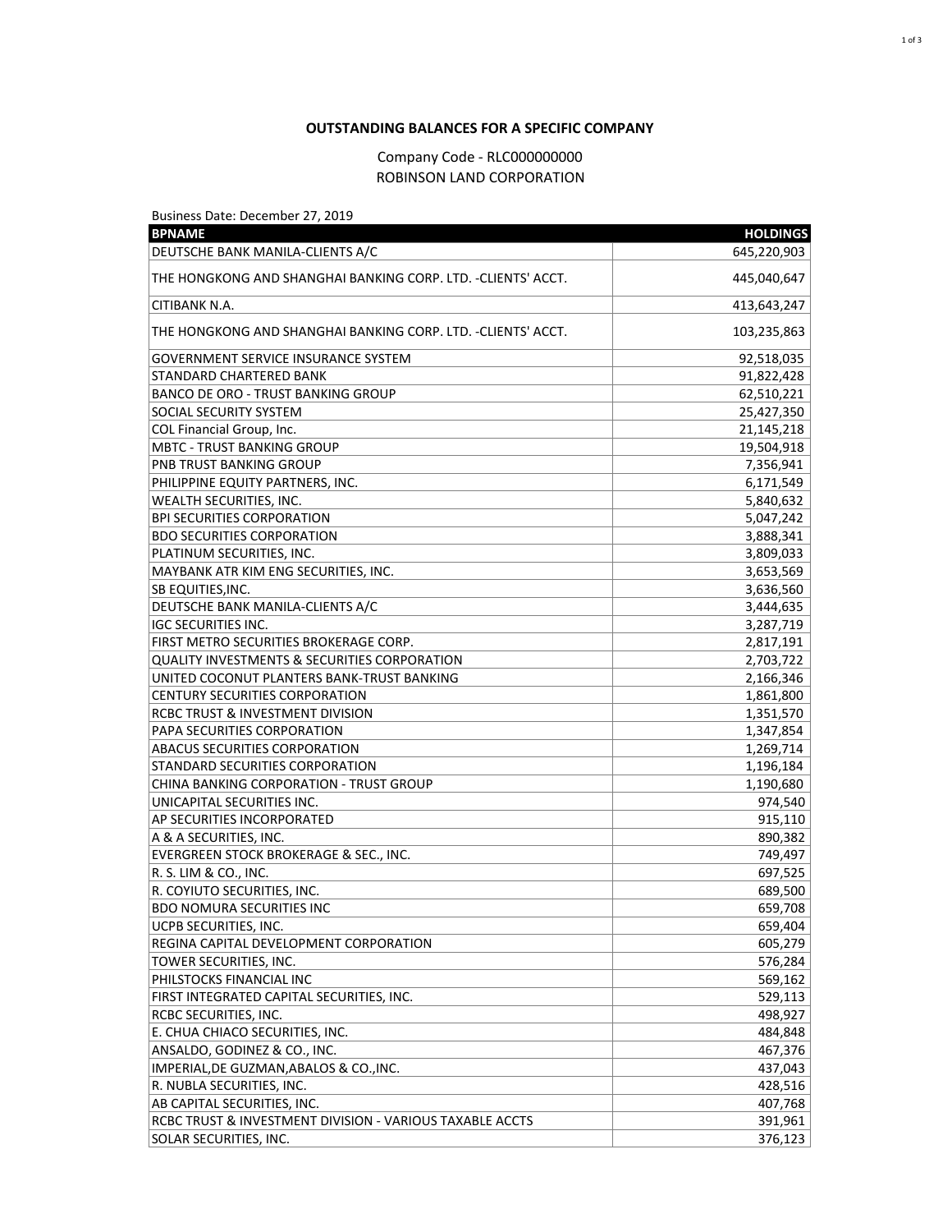**OUTSTANDING BALANCES FOR A SPECIFIC COMPANY**

Company Code - RLC000000000

ROBINSON LAND CORPORATION

Business Date: December 27, 2019

| BPNAME | HOLDINGS |
|---|---|
| DEUTSCHE BANK MANILA-CLIENTS A/C | 645,220,903 |
| THE HONGKONG AND SHANGHAI BANKING CORP. LTD. -CLIENTS' ACCT. | 445,040,647 |
| CITIBANK N.A. | 413,643,247 |
| THE HONGKONG AND SHANGHAI BANKING CORP. LTD. -CLIENTS' ACCT. | 103,235,863 |
| GOVERNMENT SERVICE INSURANCE SYSTEM | 92,518,035 |
| STANDARD CHARTERED BANK | 91,822,428 |
| BANCO DE ORO - TRUST BANKING GROUP | 62,510,221 |
| SOCIAL SECURITY SYSTEM | 25,427,350 |
| COL Financial Group, Inc. | 21,145,218 |
| MBTC - TRUST BANKING GROUP | 19,504,918 |
| PNB TRUST BANKING GROUP | 7,356,941 |
| PHILIPPINE EQUITY PARTNERS, INC. | 6,171,549 |
| WEALTH SECURITIES, INC. | 5,840,632 |
| BPI SECURITIES CORPORATION | 5,047,242 |
| BDO SECURITIES CORPORATION | 3,888,341 |
| PLATINUM SECURITIES, INC. | 3,809,033 |
| MAYBANK ATR KIM ENG SECURITIES, INC. | 3,653,569 |
| SB EQUITIES,INC. | 3,636,560 |
| DEUTSCHE BANK MANILA-CLIENTS A/C | 3,444,635 |
| IGC SECURITIES INC. | 3,287,719 |
| FIRST METRO SECURITIES BROKERAGE CORP. | 2,817,191 |
| QUALITY INVESTMENTS & SECURITIES CORPORATION | 2,703,722 |
| UNITED COCONUT PLANTERS BANK-TRUST BANKING | 2,166,346 |
| CENTURY SECURITIES CORPORATION | 1,861,800 |
| RCBC TRUST & INVESTMENT DIVISION | 1,351,570 |
| PAPA SECURITIES CORPORATION | 1,347,854 |
| ABACUS SECURITIES CORPORATION | 1,269,714 |
| STANDARD SECURITIES CORPORATION | 1,196,184 |
| CHINA BANKING CORPORATION - TRUST GROUP | 1,190,680 |
| UNICAPITAL SECURITIES INC. | 974,540 |
| AP SECURITIES INCORPORATED | 915,110 |
| A & A SECURITIES, INC. | 890,382 |
| EVERGREEN STOCK BROKERAGE & SEC., INC. | 749,497 |
| R. S. LIM & CO., INC. | 697,525 |
| R. COYIUTO SECURITIES, INC. | 689,500 |
| BDO NOMURA SECURITIES INC | 659,708 |
| UCPB SECURITIES, INC. | 659,404 |
| REGINA CAPITAL DEVELOPMENT CORPORATION | 605,279 |
| TOWER SECURITIES, INC. | 576,284 |
| PHILSTOCKS FINANCIAL INC | 569,162 |
| FIRST INTEGRATED CAPITAL SECURITIES, INC. | 529,113 |
| RCBC SECURITIES, INC. | 498,927 |
| E. CHUA CHIACO SECURITIES, INC. | 484,848 |
| ANSALDO, GODINEZ & CO., INC. | 467,376 |
| IMPERIAL,DE GUZMAN,ABALOS & CO.,INC. | 437,043 |
| R. NUBLA SECURITIES, INC. | 428,516 |
| AB CAPITAL SECURITIES, INC. | 407,768 |
| RCBC TRUST & INVESTMENT DIVISION - VARIOUS TAXABLE ACCTS | 391,961 |
| SOLAR SECURITIES, INC. | 376,123 |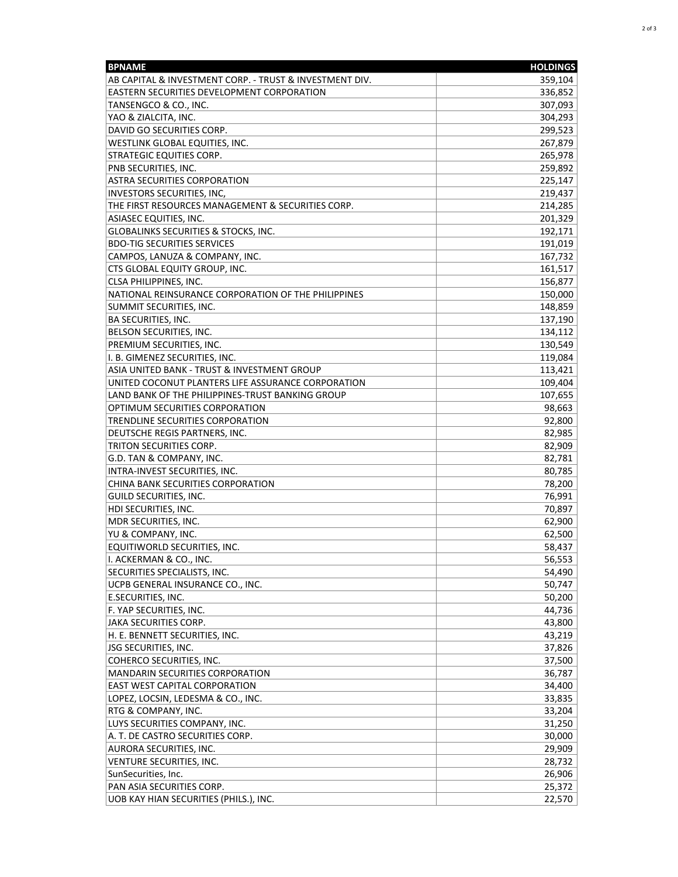| BPNAME | HOLDINGS |
|---|---|
| AB CAPITAL & INVESTMENT CORP. - TRUST & INVESTMENT DIV. | 359,104 |
| EASTERN SECURITIES DEVELOPMENT CORPORATION | 336,852 |
| TANSENGCO & CO., INC. | 307,093 |
| YAO & ZIALCITA, INC. | 304,293 |
| DAVID GO SECURITIES CORP. | 299,523 |
| WESTLINK GLOBAL EQUITIES, INC. | 267,879 |
| STRATEGIC EQUITIES CORP. | 265,978 |
| PNB SECURITIES, INC. | 259,892 |
| ASTRA SECURITIES CORPORATION | 225,147 |
| INVESTORS SECURITIES, INC, | 219,437 |
| THE FIRST RESOURCES MANAGEMENT & SECURITIES CORP. | 214,285 |
| ASIASEC EQUITIES, INC. | 201,329 |
| GLOBALINKS SECURITIES & STOCKS, INC. | 192,171 |
| BDO-TIG SECURITIES SERVICES | 191,019 |
| CAMPOS, LANUZA & COMPANY, INC. | 167,732 |
| CTS GLOBAL EQUITY GROUP, INC. | 161,517 |
| CLSA PHILIPPINES, INC. | 156,877 |
| NATIONAL REINSURANCE CORPORATION OF THE PHILIPPINES | 150,000 |
| SUMMIT SECURITIES, INC. | 148,859 |
| BA SECURITIES, INC. | 137,190 |
| BELSON SECURITIES, INC. | 134,112 |
| PREMIUM SECURITIES, INC. | 130,549 |
| I. B. GIMENEZ SECURITIES, INC. | 119,084 |
| ASIA UNITED BANK - TRUST & INVESTMENT GROUP | 113,421 |
| UNITED COCONUT PLANTERS LIFE ASSURANCE CORPORATION | 109,404 |
| LAND BANK OF THE PHILIPPINES-TRUST BANKING GROUP | 107,655 |
| OPTIMUM SECURITIES CORPORATION | 98,663 |
| TRENDLINE SECURITIES CORPORATION | 92,800 |
| DEUTSCHE REGIS PARTNERS, INC. | 82,985 |
| TRITON SECURITIES CORP. | 82,909 |
| G.D. TAN & COMPANY, INC. | 82,781 |
| INTRA-INVEST SECURITIES, INC. | 80,785 |
| CHINA BANK SECURITIES CORPORATION | 78,200 |
| GUILD SECURITIES, INC. | 76,991 |
| HDI SECURITIES, INC. | 70,897 |
| MDR SECURITIES, INC. | 62,900 |
| YU & COMPANY, INC. | 62,500 |
| EQUITIWORLD SECURITIES, INC. | 58,437 |
| I. ACKERMAN & CO., INC. | 56,553 |
| SECURITIES SPECIALISTS, INC. | 54,490 |
| UCPB GENERAL INSURANCE CO., INC. | 50,747 |
| E.SECURITIES, INC. | 50,200 |
| F. YAP SECURITIES, INC. | 44,736 |
| JAKA SECURITIES CORP. | 43,800 |
| H. E. BENNETT SECURITIES, INC. | 43,219 |
| JSG SECURITIES, INC. | 37,826 |
| COHERCO SECURITIES, INC. | 37,500 |
| MANDARIN SECURITIES CORPORATION | 36,787 |
| EAST WEST CAPITAL CORPORATION | 34,400 |
| LOPEZ, LOCSIN, LEDESMA & CO., INC. | 33,835 |
| RTG & COMPANY, INC. | 33,204 |
| LUYS SECURITIES COMPANY, INC. | 31,250 |
| A. T. DE CASTRO SECURITIES CORP. | 30,000 |
| AURORA SECURITIES, INC. | 29,909 |
| VENTURE SECURITIES, INC. | 28,732 |
| SunSecurities, Inc. | 26,906 |
| PAN ASIA SECURITIES CORP. | 25,372 |
| UOB KAY HIAN SECURITIES (PHILS.), INC. | 22,570 |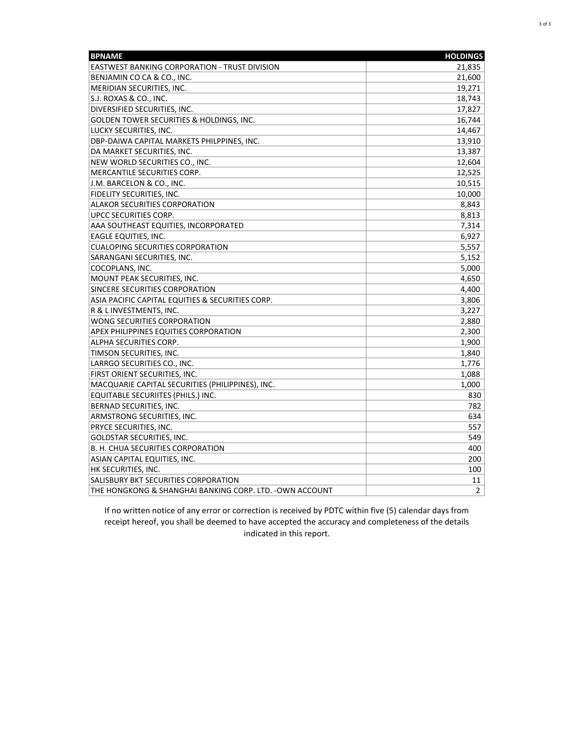| BPNAME | HOLDINGS |
| --- | --- |
| EASTWEST BANKING CORPORATION - TRUST DIVISION | 21,835 |
| BENJAMIN CO CA & CO., INC. | 21,600 |
| MERIDIAN SECURITIES, INC. | 19,271 |
| S.J. ROXAS & CO., INC. | 18,743 |
| DIVERSIFIED SECURITIES, INC. | 17,827 |
| GOLDEN TOWER SECURITIES & HOLDINGS, INC. | 16,744 |
| LUCKY SECURITIES, INC. | 14,467 |
| DBP-DAIWA CAPITAL MARKETS PHILPPINES, INC. | 13,910 |
| DA MARKET SECURITIES, INC. | 13,387 |
| NEW WORLD SECURITIES CO., INC. | 12,604 |
| MERCANTILE SECURITIES CORP. | 12,525 |
| J.M. BARCELON & CO., INC. | 10,515 |
| FIDELITY SECURITIES, INC. | 10,000 |
| ALAKOR SECURITIES CORPORATION | 8,843 |
| UPCC SECURITIES CORP. | 8,813 |
| AAA SOUTHEAST EQUITIES, INCORPORATED | 7,314 |
| EAGLE EQUITIES, INC. | 6,927 |
| CUALOPING SECURITIES CORPORATION | 5,557 |
| SARANGANI SECURITIES, INC. | 5,152 |
| COCOPLANS, INC. | 5,000 |
| MOUNT PEAK SECURITIES, INC. | 4,650 |
| SINCERE SECURITIES CORPORATION | 4,400 |
| ASIA PACIFIC CAPITAL EQUITIES & SECURITIES CORP. | 3,806 |
| R & L INVESTMENTS, INC. | 3,227 |
| WONG SECURITIES CORPORATION | 2,880 |
| APEX PHILIPPINES EQUITIES CORPORATION | 2,300 |
| ALPHA SECURITIES CORP. | 1,900 |
| TIMSON SECURITIES, INC. | 1,840 |
| LARRGO SECURITIES CO., INC. | 1,776 |
| FIRST ORIENT SECURITIES, INC. | 1,088 |
| MACQUARIE CAPITAL SECURITIES (PHILIPPINES), INC. | 1,000 |
| EQUITABLE SECURIITES (PHILS.) INC. | 830 |
| BERNAD SECURITIES, INC. | 782 |
| ARMSTRONG SECURITIES, INC. | 634 |
| PRYCE SECURITIES, INC. | 557 |
| GOLDSTAR SECURITIES, INC. | 549 |
| B. H. CHUA SECURITIES CORPORATION | 400 |
| ASIAN CAPITAL EQUITIES, INC. | 200 |
| HK SECURITIES, INC. | 100 |
| SALISBURY BKT SECURITIES CORPORATION | 11 |
| THE HONGKONG & SHANGHAI BANKING CORP. LTD. -OWN ACCOUNT | 2 |

If no written notice of any error or correction is received by PDTC within five (5) calendar days from receipt hereof, you shall be deemed to have accepted the accuracy and completeness of the details indicated in this report.